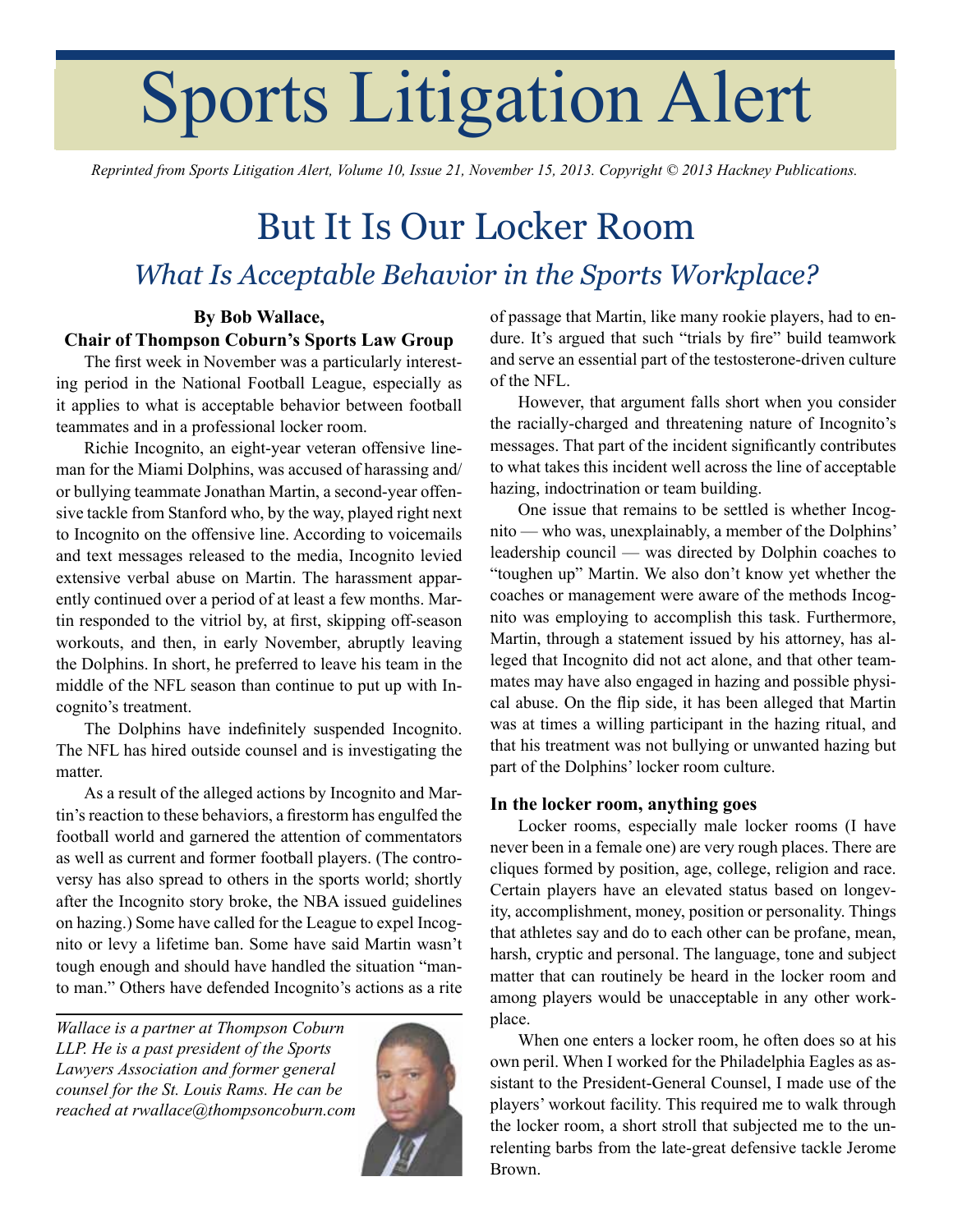# Sports Litigation Alert

*Reprinted from Sports Litigation Alert, Volume 10, Issue 21, November 15, 2013. Copyright © 2013 Hackney Publications.*

# But It Is Our Locker Room

## *What Is Acceptable Behavior in the Sports Workplace?*

**By Bob Wallace,**
**Chair of Thompson Coburn's Sports Law Group**

The first week in November was a particularly interesting period in the National Football League, especially as it applies to what is acceptable behavior between football teammates and in a professional locker room.

Richie Incognito, an eight-year veteran offensive lineman for the Miami Dolphins, was accused of harassing and/or bullying teammate Jonathan Martin, a second-year offensive tackle from Stanford who, by the way, played right next to Incognito on the offensive line. According to voicemails and text messages released to the media, Incognito levied extensive verbal abuse on Martin. The harassment apparently continued over a period of at least a few months. Martin responded to the vitriol by, at first, skipping off-season workouts, and then, in early November, abruptly leaving the Dolphins. In short, he preferred to leave his team in the middle of the NFL season than continue to put up with Incognito's treatment.

The Dolphins have indefinitely suspended Incognito. The NFL has hired outside counsel and is investigating the matter.

As a result of the alleged actions by Incognito and Martin's reaction to these behaviors, a firestorm has engulfed the football world and garnered the attention of commentators as well as current and former football players. (The controversy has also spread to others in the sports world; shortly after the Incognito story broke, the NBA issued guidelines on hazing.) Some have called for the League to expel Incognito or levy a lifetime ban. Some have said Martin wasn't tough enough and should have handled the situation "man-to man." Others have defended Incognito's actions as a rite of passage that Martin, like many rookie players, had to endure. It's argued that such "trials by fire" build teamwork and serve an essential part of the testosterone-driven culture of the NFL.

However, that argument falls short when you consider the racially-charged and threatening nature of Incognito's messages. That part of the incident significantly contributes to what takes this incident well across the line of acceptable hazing, indoctrination or team building.

One issue that remains to be settled is whether Incognito — who was, unexplainably, a member of the Dolphins' leadership council — was directed by Dolphin coaches to "toughen up" Martin. We also don't know yet whether the coaches or management were aware of the methods Incognito was employing to accomplish this task. Furthermore, Martin, through a statement issued by his attorney, has alleged that Incognito did not act alone, and that other teammates may have also engaged in hazing and possible physical abuse. On the flip side, it has been alleged that Martin was at times a willing participant in the hazing ritual, and that his treatment was not bullying or unwanted hazing but part of the Dolphins' locker room culture.

### In the locker room, anything goes

Locker rooms, especially male locker rooms (I have never been in a female one) are very rough places. There are cliques formed by position, age, college, religion and race. Certain players have an elevated status based on longevity, accomplishment, money, position or personality. Things that athletes say and do to each other can be profane, mean, harsh, cryptic and personal. The language, tone and subject matter that can routinely be heard in the locker room and among players would be unacceptable in any other workplace.

When one enters a locker room, he often does so at his own peril. When I worked for the Philadelphia Eagles as assistant to the President-General Counsel, I made use of the players' workout facility. This required me to walk through the locker room, a short stroll that subjected me to the unrelenting barbs from the late-great defensive tackle Jerome Brown.

---

*Wallace is a partner at Thompson Coburn LLP. He is a past president of the Sports Lawyers Association and former general counsel for the St. Louis Rams. He can be reached at rwallace@thompsoncoburn.com*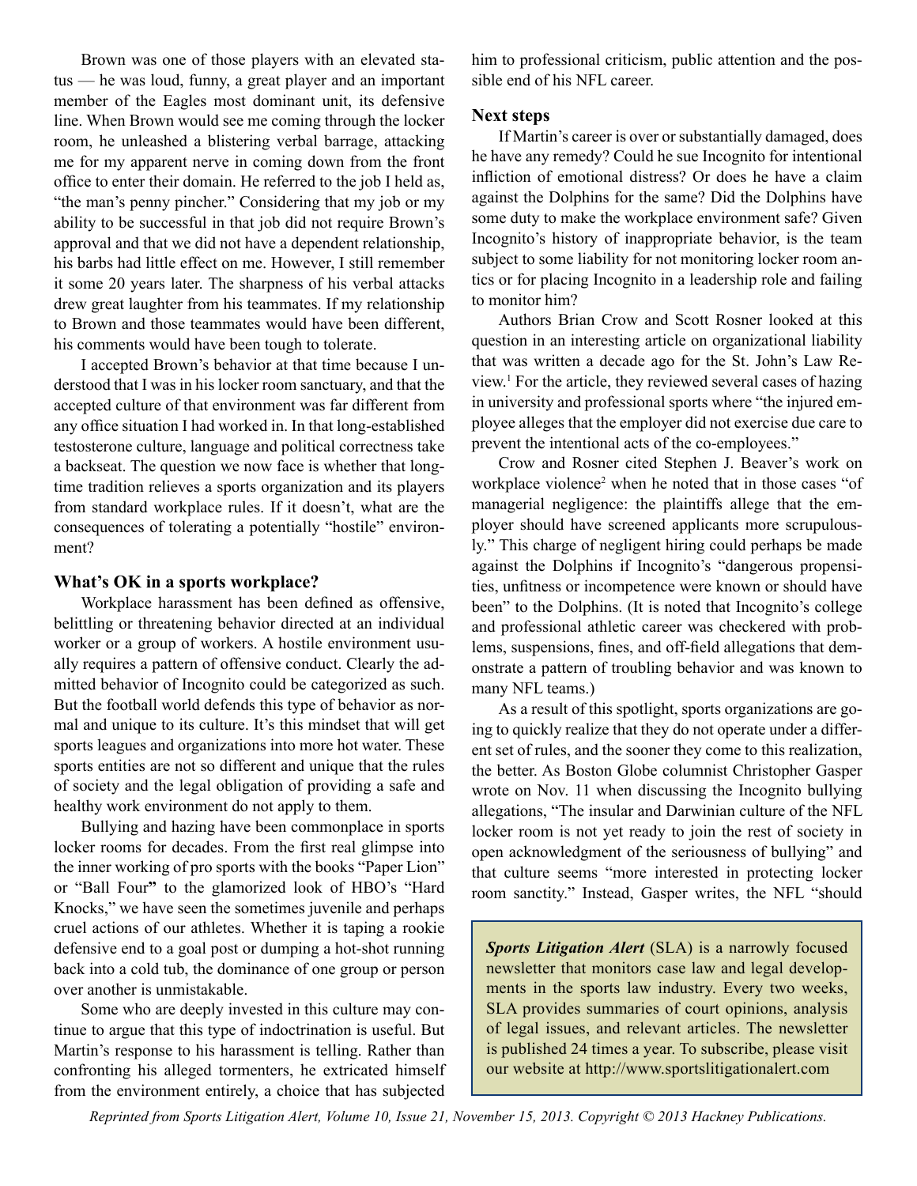Brown was one of those players with an elevated status — he was loud, funny, a great player and an important member of the Eagles most dominant unit, its defensive line. When Brown would see me coming through the locker room, he unleashed a blistering verbal barrage, attacking me for my apparent nerve in coming down from the front office to enter their domain. He referred to the job I held as, "the man's penny pincher." Considering that my job or my ability to be successful in that job did not require Brown's approval and that we did not have a dependent relationship, his barbs had little effect on me. However, I still remember it some 20 years later. The sharpness of his verbal attacks drew great laughter from his teammates. If my relationship to Brown and those teammates would have been different, his comments would have been tough to tolerate.

I accepted Brown's behavior at that time because I understood that I was in his locker room sanctuary, and that the accepted culture of that environment was far different from any office situation I had worked in. In that long-established testosterone culture, language and political correctness take a backseat. The question we now face is whether that longtime tradition relieves a sports organization and its players from standard workplace rules. If it doesn't, what are the consequences of tolerating a potentially "hostile" environment?

### What's OK in a sports workplace?

Workplace harassment has been defined as offensive, belittling or threatening behavior directed at an individual worker or a group of workers. A hostile environment usually requires a pattern of offensive conduct. Clearly the admitted behavior of Incognito could be categorized as such. But the football world defends this type of behavior as normal and unique to its culture. It's this mindset that will get sports leagues and organizations into more hot water. These sports entities are not so different and unique that the rules of society and the legal obligation of providing a safe and healthy work environment do not apply to them.

Bullying and hazing have been commonplace in sports locker rooms for decades. From the first real glimpse into the inner working of pro sports with the books "Paper Lion" or "Ball Four" to the glamorized look of HBO's "Hard Knocks," we have seen the sometimes juvenile and perhaps cruel actions of our athletes. Whether it is taping a rookie defensive end to a goal post or dumping a hot-shot running back into a cold tub, the dominance of one group or person over another is unmistakable.

Some who are deeply invested in this culture may continue to argue that this type of indoctrination is useful. But Martin's response to his harassment is telling. Rather than confronting his alleged tormenters, he extricated himself from the environment entirely, a choice that has subjected him to professional criticism, public attention and the possible end of his NFL career.

### Next steps

If Martin's career is over or substantially damaged, does he have any remedy? Could he sue Incognito for intentional infliction of emotional distress? Or does he have a claim against the Dolphins for the same? Did the Dolphins have some duty to make the workplace environment safe? Given Incognito's history of inappropriate behavior, is the team subject to some liability for not monitoring locker room antics or for placing Incognito in a leadership role and failing to monitor him?

Authors Brian Crow and Scott Rosner looked at this question in an interesting article on organizational liability that was written a decade ago for the St. John's Law Review.[1] For the article, they reviewed several cases of hazing in university and professional sports where "the injured employee alleges that the employer did not exercise due care to prevent the intentional acts of the co-employees."

Crow and Rosner cited Stephen J. Beaver's work on workplace violence[2] when he noted that in those cases "of managerial negligence: the plaintiffs allege that the employer should have screened applicants more scrupulously." This charge of negligent hiring could perhaps be made against the Dolphins if Incognito's "dangerous propensities, unfitness or incompetence were known or should have been" to the Dolphins. (It is noted that Incognito's college and professional athletic career was checkered with problems, suspensions, fines, and off-field allegations that demonstrate a pattern of troubling behavior and was known to many NFL teams.)

As a result of this spotlight, sports organizations are going to quickly realize that they do not operate under a different set of rules, and the sooner they come to this realization, the better. As Boston Globe columnist Christopher Gasper wrote on Nov. 11 when discussing the Incognito bullying allegations, "The insular and Darwinian culture of the NFL locker room is not yet ready to join the rest of society in open acknowledgment of the seriousness of bullying" and that culture seems "more interested in protecting locker room sanctity." Instead, Gasper writes, the NFL "should

***Sports Litigation Alert*** (SLA) is a narrowly focused newsletter that monitors case law and legal developments in the sports law industry. Every two weeks, SLA provides summaries of court opinions, analysis of legal issues, and relevant articles. The newsletter is published 24 times a year. To subscribe, please visit our website at http://www.sportslitigationalert.com

*Reprinted from Sports Litigation Alert, Volume 10, Issue 21, November 15, 2013. Copyright © 2013 Hackney Publications.*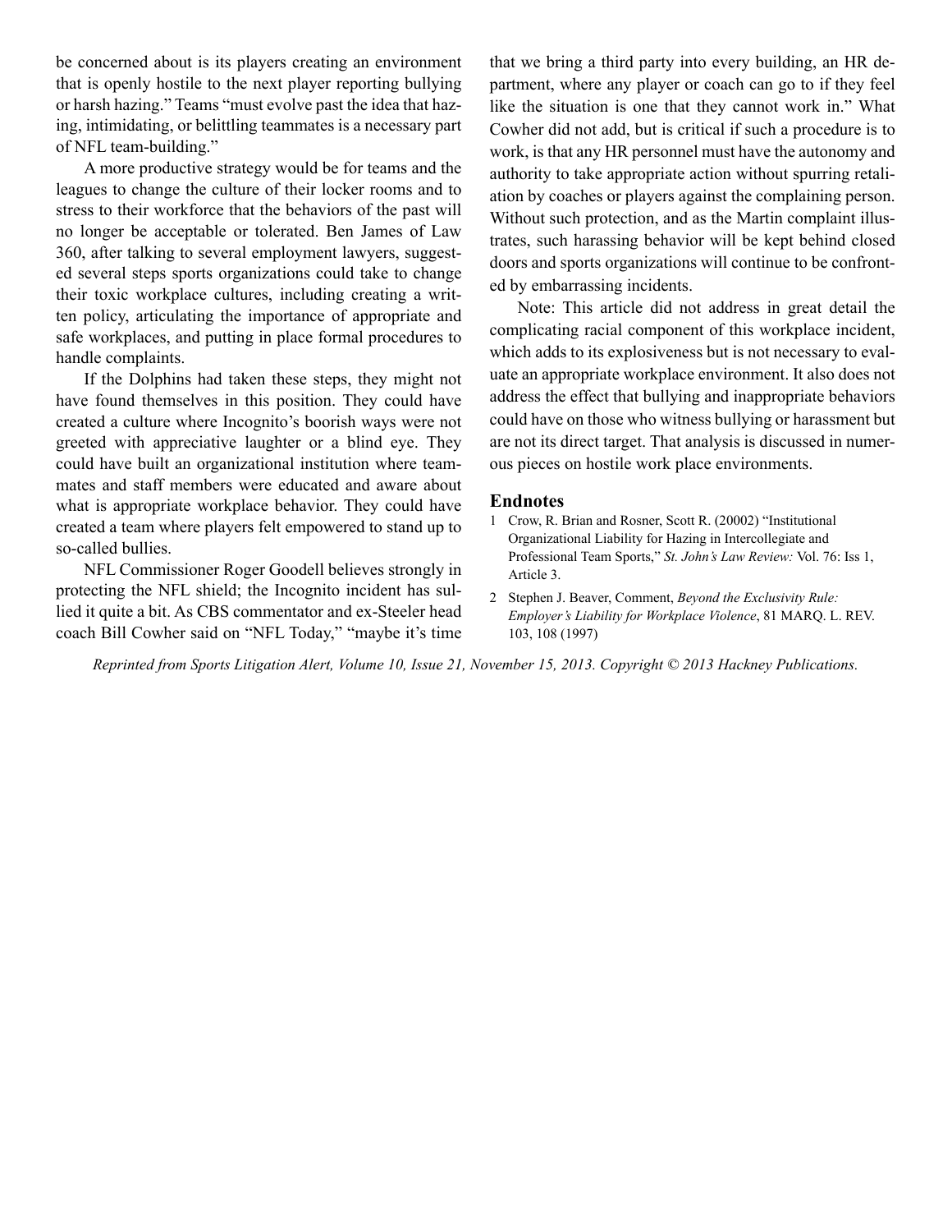be concerned about is its players creating an environment that is openly hostile to the next player reporting bullying or harsh hazing." Teams "must evolve past the idea that hazing, intimidating, or belittling teammates is a necessary part of NFL team-building."

A more productive strategy would be for teams and the leagues to change the culture of their locker rooms and to stress to their workforce that the behaviors of the past will no longer be acceptable or tolerated. Ben James of Law 360, after talking to several employment lawyers, suggested several steps sports organizations could take to change their toxic workplace cultures, including creating a written policy, articulating the importance of appropriate and safe workplaces, and putting in place formal procedures to handle complaints.

If the Dolphins had taken these steps, they might not have found themselves in this position. They could have created a culture where Incognito's boorish ways were not greeted with appreciative laughter or a blind eye. They could have built an organizational institution where teammates and staff members were educated and aware about what is appropriate workplace behavior. They could have created a team where players felt empowered to stand up to so-called bullies.

NFL Commissioner Roger Goodell believes strongly in protecting the NFL shield; the Incognito incident has sullied it quite a bit. As CBS commentator and ex-Steeler head coach Bill Cowher said on "NFL Today," "maybe it's time that we bring a third party into every building, an HR department, where any player or coach can go to if they feel like the situation is one that they cannot work in." What Cowher did not add, but is critical if such a procedure is to work, is that any HR personnel must have the autonomy and authority to take appropriate action without spurring retaliation by coaches or players against the complaining person. Without such protection, and as the Martin complaint illustrates, such harassing behavior will be kept behind closed doors and sports organizations will continue to be confronted by embarrassing incidents.

Note: This article did not address in great detail the complicating racial component of this workplace incident, which adds to its explosiveness but is not necessary to evaluate an appropriate workplace environment. It also does not address the effect that bullying and inappropriate behaviors could have on those who witness bullying or harassment but are not its direct target. That analysis is discussed in numerous pieces on hostile work place environments.

### Endnotes

1. Crow, R. Brian and Rosner, Scott R. (20002) "Institutional Organizational Liability for Hazing in Intercollegiate and Professional Team Sports," *St. John's Law Review:* Vol. 76: Iss 1, Article 3.
2. Stephen J. Beaver, Comment, *Beyond the Exclusivity Rule: Employer's Liability for Workplace Violence*, 81 MARQ. L. REV. 103, 108 (1997)

*Reprinted from Sports Litigation Alert, Volume 10, Issue 21, November 15, 2013. Copyright © 2013 Hackney Publications.*